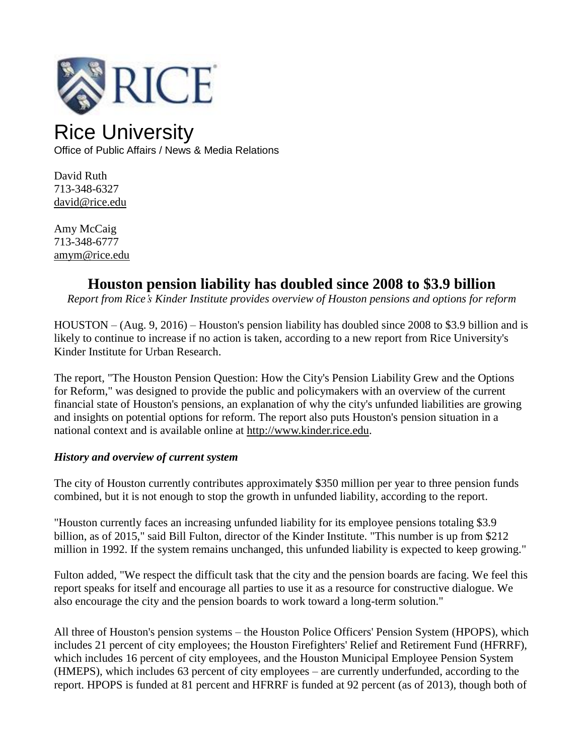# Rice University

Office of Public Affairs / News & Media Relations

David Ruth
713-348-6327
david@rice.edu

Amy McCaig
713-348-6777
amym@rice.edu

## Houston pension liability has doubled since 2008 to $3.9 billion

*Report from Rice's Kinder Institute provides overview of Houston pensions and options for reform*

HOUSTON – (Aug. 9, 2016) – Houston's pension liability has doubled since 2008 to $3.9 billion and is likely to continue to increase if no action is taken, according to a new report from Rice University's Kinder Institute for Urban Research.

The report, "The Houston Pension Question: How the City's Pension Liability Grew and the Options for Reform," was designed to provide the public and policymakers with an overview of the current financial state of Houston's pensions, an explanation of why the city's unfunded liabilities are growing and insights on potential options for reform. The report also puts Houston's pension situation in a national context and is available online at http://www.kinder.rice.edu.

### *History and overview of current system*

The city of Houston currently contributes approximately $350 million per year to three pension funds combined, but it is not enough to stop the growth in unfunded liability, according to the report.

"Houston currently faces an increasing unfunded liability for its employee pensions totaling $3.9 billion, as of 2015," said Bill Fulton, director of the Kinder Institute. "This number is up from $212 million in 1992. If the system remains unchanged, this unfunded liability is expected to keep growing."

Fulton added, "We respect the difficult task that the city and the pension boards are facing. We feel this report speaks for itself and encourage all parties to use it as a resource for constructive dialogue. We also encourage the city and the pension boards to work toward a long-term solution."

All three of Houston's pension systems – the Houston Police Officers' Pension System (HPOPS), which includes 21 percent of city employees; the Houston Firefighters' Relief and Retirement Fund (HFRRF), which includes 16 percent of city employees, and the Houston Municipal Employee Pension System (HMEPS), which includes 63 percent of city employees – are currently underfunded, according to the report. HPOPS is funded at 81 percent and HFRRF is funded at 92 percent (as of 2013), though both of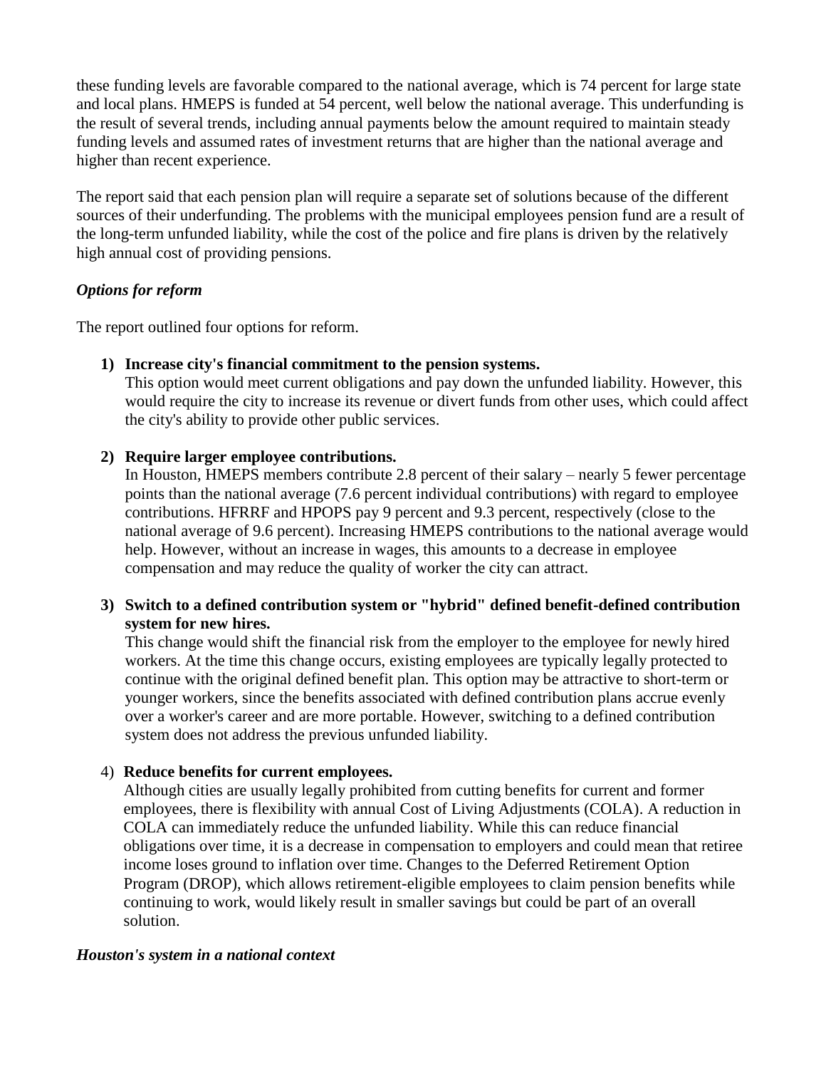these funding levels are favorable compared to the national average, which is 74 percent for large state and local plans. HMEPS is funded at 54 percent, well below the national average. This underfunding is the result of several trends, including annual payments below the amount required to maintain steady funding levels and assumed rates of investment returns that are higher than the national average and higher than recent experience.

The report said that each pension plan will require a separate set of solutions because of the different sources of their underfunding. The problems with the municipal employees pension fund are a result of the long-term unfunded liability, while the cost of the police and fire plans is driven by the relatively high annual cost of providing pensions.

***Options for reform***

The report outlined four options for reform.

1) **Increase city's financial commitment to the pension systems.**
   This option would meet current obligations and pay down the unfunded liability. However, this would require the city to increase its revenue or divert funds from other uses, which could affect the city's ability to provide other public services.

2) **Require larger employee contributions.**
   In Houston, HMEPS members contribute 2.8 percent of their salary – nearly 5 fewer percentage points than the national average (7.6 percent individual contributions) with regard to employee contributions. HFRRF and HPOPS pay 9 percent and 9.3 percent, respectively (close to the national average of 9.6 percent). Increasing HMEPS contributions to the national average would help. However, without an increase in wages, this amounts to a decrease in employee compensation and may reduce the quality of worker the city can attract.

3) **Switch to a defined contribution system or "hybrid" defined benefit-defined contribution system for new hires.**
   This change would shift the financial risk from the employer to the employee for newly hired workers. At the time this change occurs, existing employees are typically legally protected to continue with the original defined benefit plan. This option may be attractive to short-term or younger workers, since the benefits associated with defined contribution plans accrue evenly over a worker's career and are more portable. However, switching to a defined contribution system does not address the previous unfunded liability.

4) **Reduce benefits for current employees.**
   Although cities are usually legally prohibited from cutting benefits for current and former employees, there is flexibility with annual Cost of Living Adjustments (COLA). A reduction in COLA can immediately reduce the unfunded liability. While this can reduce financial obligations over time, it is a decrease in compensation to employers and could mean that retiree income loses ground to inflation over time. Changes to the Deferred Retirement Option Program (DROP), which allows retirement-eligible employees to claim pension benefits while continuing to work, would likely result in smaller savings but could be part of an overall solution.

***Houston's system in a national context***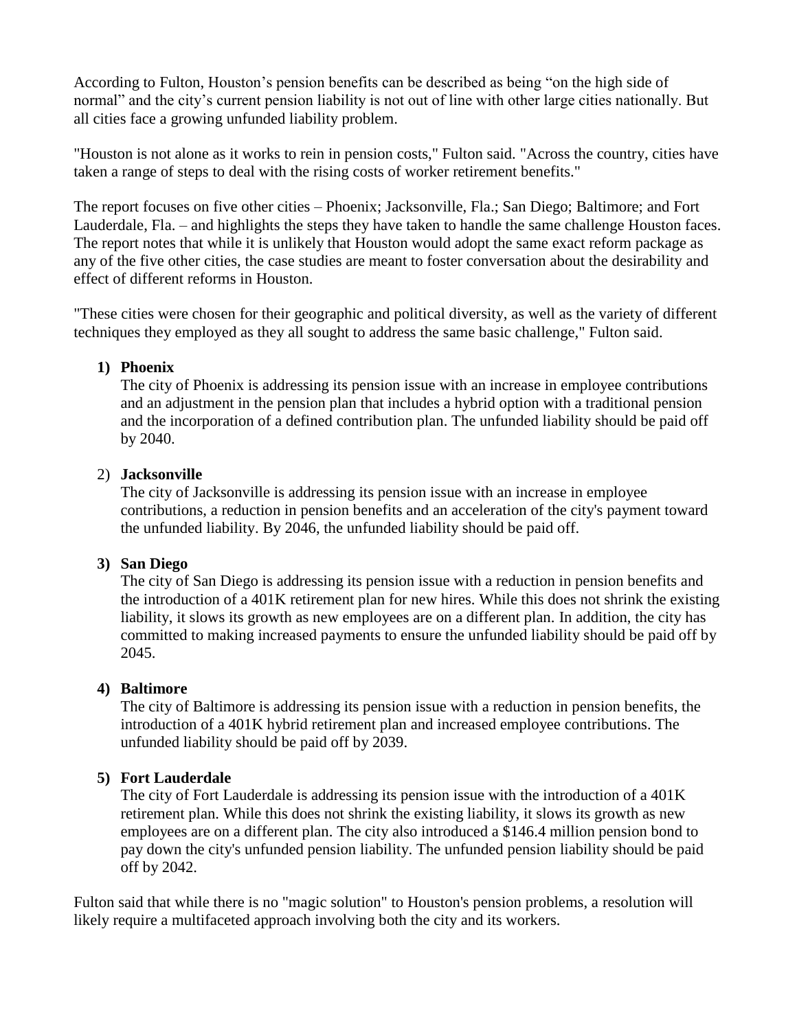According to Fulton, Houston's pension benefits can be described as being "on the high side of normal" and the city's current pension liability is not out of line with other large cities nationally. But all cities face a growing unfunded liability problem.

"Houston is not alone as it works to rein in pension costs," Fulton said. "Across the country, cities have taken a range of steps to deal with the rising costs of worker retirement benefits."

The report focuses on five other cities – Phoenix; Jacksonville, Fla.; San Diego; Baltimore; and Fort Lauderdale, Fla. – and highlights the steps they have taken to handle the same challenge Houston faces. The report notes that while it is unlikely that Houston would adopt the same exact reform package as any of the five other cities, the case studies are meant to foster conversation about the desirability and effect of different reforms in Houston.

"These cities were chosen for their geographic and political diversity, as well as the variety of different techniques they employed as they all sought to address the same basic challenge," Fulton said.

1) **Phoenix**
   The city of Phoenix is addressing its pension issue with an increase in employee contributions and an adjustment in the pension plan that includes a hybrid option with a traditional pension and the incorporation of a defined contribution plan. The unfunded liability should be paid off by 2040.

2) **Jacksonville**
   The city of Jacksonville is addressing its pension issue with an increase in employee contributions, a reduction in pension benefits and an acceleration of the city's payment toward the unfunded liability. By 2046, the unfunded liability should be paid off.

3) **San Diego**
   The city of San Diego is addressing its pension issue with a reduction in pension benefits and the introduction of a 401K retirement plan for new hires. While this does not shrink the existing liability, it slows its growth as new employees are on a different plan. In addition, the city has committed to making increased payments to ensure the unfunded liability should be paid off by 2045.

4) **Baltimore**
   The city of Baltimore is addressing its pension issue with a reduction in pension benefits, the introduction of a 401K hybrid retirement plan and increased employee contributions. The unfunded liability should be paid off by 2039.

5) **Fort Lauderdale**
   The city of Fort Lauderdale is addressing its pension issue with the introduction of a 401K retirement plan. While this does not shrink the existing liability, it slows its growth as new employees are on a different plan. The city also introduced a $146.4 million pension bond to pay down the city's unfunded pension liability. The unfunded pension liability should be paid off by 2042.

Fulton said that while there is no "magic solution" to Houston's pension problems, a resolution will likely require a multifaceted approach involving both the city and its workers.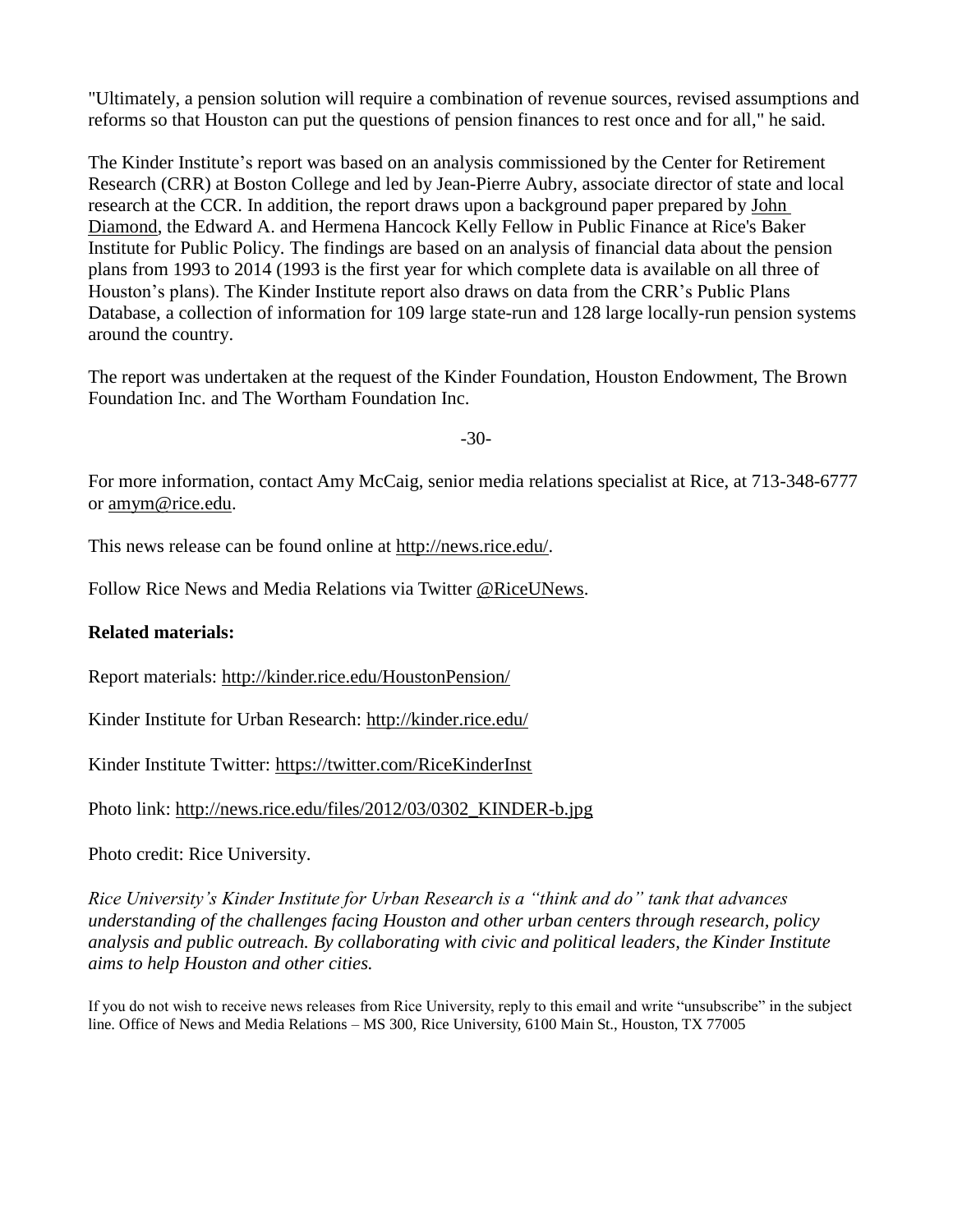"Ultimately, a pension solution will require a combination of revenue sources, revised assumptions and reforms so that Houston can put the questions of pension finances to rest once and for all," he said.

The Kinder Institute's report was based on an analysis commissioned by the Center for Retirement Research (CRR) at Boston College and led by Jean-Pierre Aubry, associate director of state and local research at the CCR. In addition, the report draws upon a background paper prepared by John Diamond, the Edward A. and Hermena Hancock Kelly Fellow in Public Finance at Rice's Baker Institute for Public Policy. The findings are based on an analysis of financial data about the pension plans from 1993 to 2014 (1993 is the first year for which complete data is available on all three of Houston's plans). The Kinder Institute report also draws on data from the CRR's Public Plans Database, a collection of information for 109 large state-run and 128 large locally-run pension systems around the country.

The report was undertaken at the request of the Kinder Foundation, Houston Endowment, The Brown Foundation Inc. and The Wortham Foundation Inc.

-30-

For more information, contact Amy McCaig, senior media relations specialist at Rice, at 713-348-6777 or amym@rice.edu.

This news release can be found online at http://news.rice.edu/.

Follow Rice News and Media Relations via Twitter @RiceUNews.

**Related materials:**

Report materials: http://kinder.rice.edu/HoustonPension/

Kinder Institute for Urban Research: http://kinder.rice.edu/

Kinder Institute Twitter: https://twitter.com/RiceKinderInst

Photo link: http://news.rice.edu/files/2012/03/0302_KINDER-b.jpg

Photo credit: Rice University.

*Rice University's Kinder Institute for Urban Research is a "think and do" tank that advances understanding of the challenges facing Houston and other urban centers through research, policy analysis and public outreach. By collaborating with civic and political leaders, the Kinder Institute aims to help Houston and other cities.*

If you do not wish to receive news releases from Rice University, reply to this email and write "unsubscribe" in the subject line. Office of News and Media Relations – MS 300, Rice University, 6100 Main St., Houston, TX 77005